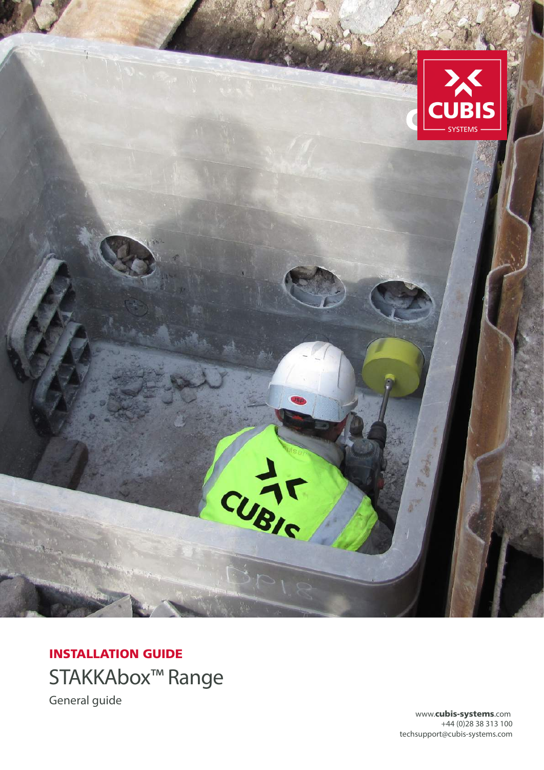## INSTALLATION GUIDE

# STAKKAbox™ Range

General guide

www.cubis-systems.com
+44 (0)28 38 313 100
techsupport@cubis-systems.com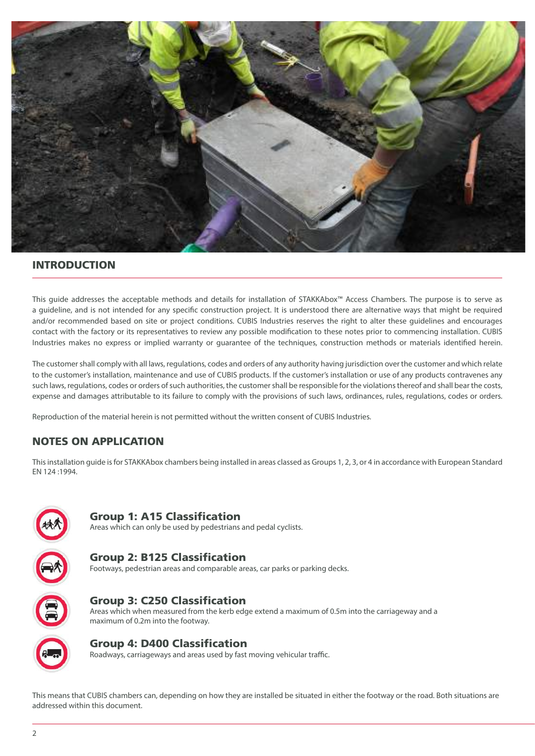## INTRODUCTION

This guide addresses the acceptable methods and details for installation of STAKKAbox™ Access Chambers. The purpose is to serve as a guideline, and is not intended for any specific construction project. It is understood there are alternative ways that might be required and/or recommended based on site or project conditions. CUBIS Industries reserves the right to alter these guidelines and encourages contact with the factory or its representatives to review any possible modification to these notes prior to commencing installation. CUBIS Industries makes no express or implied warranty or guarantee of the techniques, construction methods or materials identified herein.

The customer shall comply with all laws, regulations, codes and orders of any authority having jurisdiction over the customer and which relate to the customer's installation, maintenance and use of CUBIS products. If the customer's installation or use of any products contravenes any such laws, regulations, codes or orders of such authorities, the customer shall be responsible for the violations thereof and shall bear the costs, expense and damages attributable to its failure to comply with the provisions of such laws, ordinances, rules, regulations, codes or orders.

Reproduction of the material herein is not permitted without the written consent of CUBIS Industries.

## NOTES ON APPLICATION

This installation guide is for STAKKAbox chambers being installed in areas classed as Groups 1, 2, 3, or 4 in accordance with European Standard EN 124 :1994.

### Group 1: A15 Classification

Areas which can only be used by pedestrians and pedal cyclists.

### Group 2: B125 Classification

Footways, pedestrian areas and comparable areas, car parks or parking decks.

### Group 3: C250 Classification

Areas which when measured from the kerb edge extend a maximum of 0.5m into the carriageway and a maximum of 0.2m into the footway.

### Group 4: D400 Classification

Roadways, carriageways and areas used by fast moving vehicular traffic.

This means that CUBIS chambers can, depending on how they are installed be situated in either the footway or the road. Both situations are addressed within this document.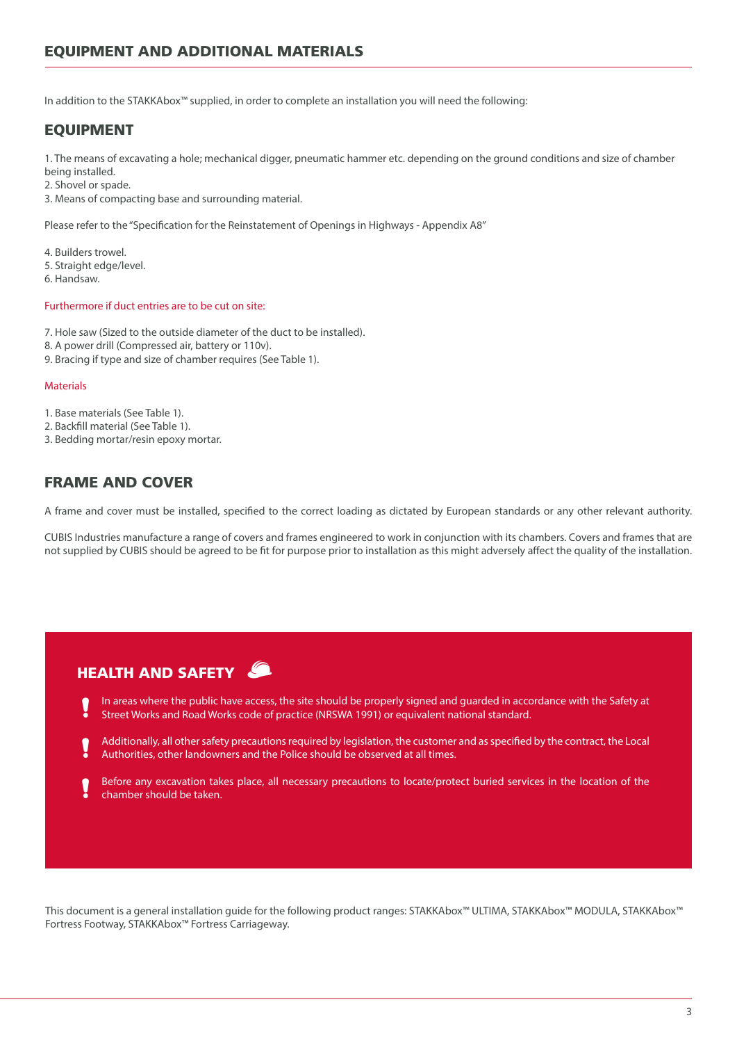# EQUIPMENT AND ADDITIONAL MATERIALS

In addition to the STAKKAbox™ supplied, in order to complete an installation you will need the following:

## EQUIPMENT

1. The means of excavating a hole; mechanical digger, pneumatic hammer etc. depending on the ground conditions and size of chamber being installed.
2. Shovel or spade.
3. Means of compacting base and surrounding material.

Please refer to the "Specification for the Reinstatement of Openings in Highways - Appendix A8"

4. Builders trowel.
5. Straight edge/level.
6. Handsaw.

Furthermore if duct entries are to be cut on site:

7. Hole saw (Sized to the outside diameter of the duct to be installed).
8. A power drill (Compressed air, battery or 110v).
9. Bracing if type and size of chamber requires (See Table 1).

Materials

1. Base materials (See Table 1).
2. Backfill material (See Table 1).
3. Bedding mortar/resin epoxy mortar.

## FRAME AND COVER

A frame and cover must be installed, specified to the correct loading as dictated by European standards or any other relevant authority.

CUBIS Industries manufacture a range of covers and frames engineered to work in conjunction with its chambers. Covers and frames that are not supplied by CUBIS should be agreed to be fit for purpose prior to installation as this might adversely affect the quality of the installation.

## HEALTH AND SAFETY

- In areas where the public have access, the site should be properly signed and guarded in accordance with the Safety at Street Works and Road Works code of practice (NRSWA 1991) or equivalent national standard.
- Additionally, all other safety precautions required by legislation, the customer and as specified by the contract, the Local Authorities, other landowners and the Police should be observed at all times.
- Before any excavation takes place, all necessary precautions to locate/protect buried services in the location of the chamber should be taken.

This document is a general installation guide for the following product ranges: STAKKAbox™ ULTIMA, STAKKAbox™ MODULA, STAKKAbox™ Fortress Footway, STAKKAbox™ Fortress Carriageway.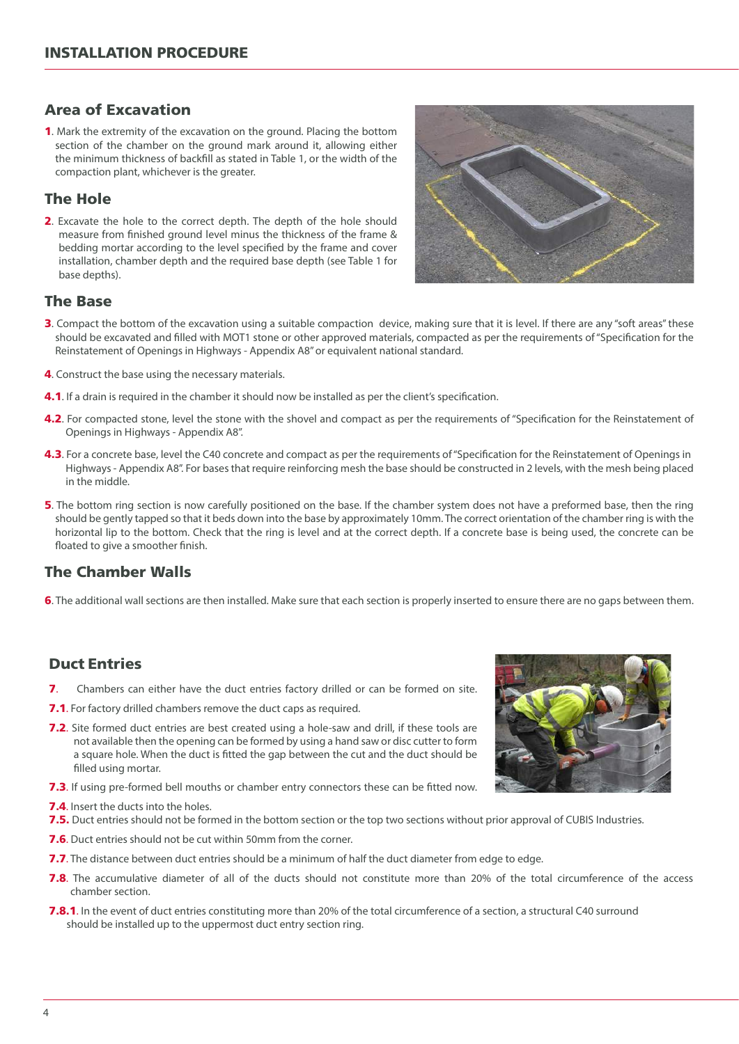## INSTALLATION PROCEDURE

### Area of Excavation

**1**. Mark the extremity of the excavation on the ground. Placing the bottom section of the chamber on the ground mark around it, allowing either the minimum thickness of backfill as stated in Table 1, or the width of the compaction plant, whichever is the greater.

### The Hole

**2**. Excavate the hole to the correct depth. The depth of the hole should measure from finished ground level minus the thickness of the frame & bedding mortar according to the level specified by the frame and cover installation, chamber depth and the required base depth (see Table 1 for base depths).

### The Base

**3**. Compact the bottom of the excavation using a suitable compaction device, making sure that it is level. If there are any "soft areas" these should be excavated and filled with MOT1 stone or other approved materials, compacted as per the requirements of "Specification for the Reinstatement of Openings in Highways - Appendix A8" or equivalent national standard.

**4**. Construct the base using the necessary materials.

**4.1**. If a drain is required in the chamber it should now be installed as per the client's specification.

**4.2**. For compacted stone, level the stone with the shovel and compact as per the requirements of "Specification for the Reinstatement of Openings in Highways - Appendix A8".

**4.3**. For a concrete base, level the C40 concrete and compact as per the requirements of "Specification for the Reinstatement of Openings in Highways - Appendix A8". For bases that require reinforcing mesh the base should be constructed in 2 levels, with the mesh being placed in the middle.

**5**. The bottom ring section is now carefully positioned on the base. If the chamber system does not have a preformed base, then the ring should be gently tapped so that it beds down into the base by approximately 10mm. The correct orientation of the chamber ring is with the horizontal lip to the bottom. Check that the ring is level and at the correct depth. If a concrete base is being used, the concrete can be floated to give a smoother finish.

### The Chamber Walls

**6**. The additional wall sections are then installed. Make sure that each section is properly inserted to ensure there are no gaps between them.

### Duct Entries

**7**. Chambers can either have the duct entries factory drilled or can be formed on site.

**7.1**. For factory drilled chambers remove the duct caps as required.

**7.2**. Site formed duct entries are best created using a hole-saw and drill, if these tools are not available then the opening can be formed by using a hand saw or disc cutter to form a square hole. When the duct is fitted the gap between the cut and the duct should be filled using mortar.

**7.3**. If using pre-formed bell mouths or chamber entry connectors these can be fitted now.

**7.4**. Insert the ducts into the holes.

**7.5**. Duct entries should not be formed in the bottom section or the top two sections without prior approval of CUBIS Industries.

**7.6**. Duct entries should not be cut within 50mm from the corner.

**7.7**. The distance between duct entries should be a minimum of half the duct diameter from edge to edge.

**7.8**. The accumulative diameter of all of the ducts should not constitute more than 20% of the total circumference of the access chamber section.

**7.8.1**. In the event of duct entries constituting more than 20% of the total circumference of a section, a structural C40 surround should be installed up to the uppermost duct entry section ring.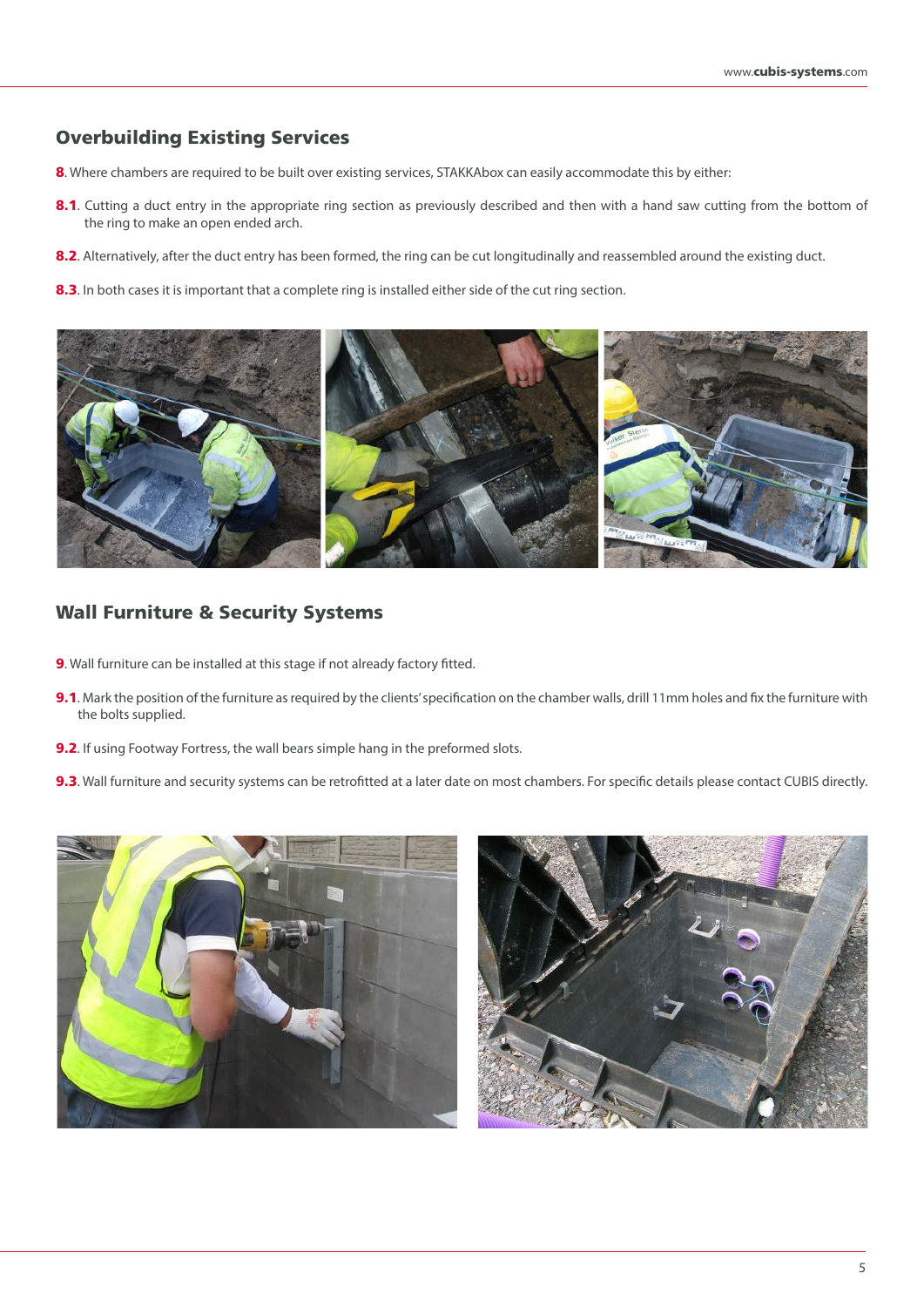## Overbuilding Existing Services

**8**. Where chambers are required to be built over existing services, STAKKAbox can easily accommodate this by either:

**8.1**. Cutting a duct entry in the appropriate ring section as previously described and then with a hand saw cutting from the bottom of the ring to make an open ended arch.

**8.2**. Alternatively, after the duct entry has been formed, the ring can be cut longitudinally and reassembled around the existing duct.

**8.3**. In both cases it is important that a complete ring is installed either side of the cut ring section.

## Wall Furniture & Security Systems

**9**. Wall furniture can be installed at this stage if not already factory fitted.

**9.1**. Mark the position of the furniture as required by the clients' specification on the chamber walls, drill 11mm holes and fix the furniture with the bolts supplied.

**9.2**. If using Footway Fortress, the wall bears simple hang in the preformed slots.

**9.3**. Wall furniture and security systems can be retrofitted at a later date on most chambers. For specific details please contact CUBIS directly.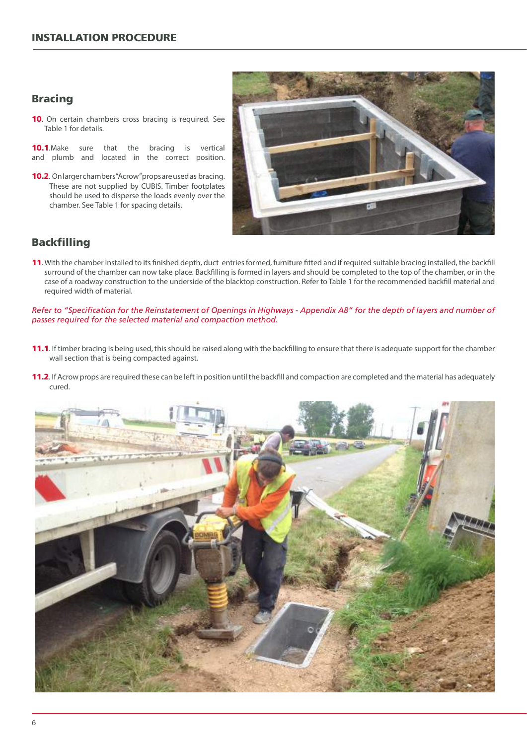## INSTALLATION PROCEDURE

### Bracing

**10**. On certain chambers cross bracing is required. See Table 1 for details.

**10.1**.Make sure that the bracing is vertical and plumb and located in the correct position.

**10.2**. On larger chambers "Acrow" props are used as bracing. These are not supplied by CUBIS. Timber footplates should be used to disperse the loads evenly over the chamber. See Table 1 for spacing details.

### Backfilling

**11**. With the chamber installed to its finished depth, duct entries formed, furniture fitted and if required suitable bracing installed, the backfill surround of the chamber can now take place. Backfilling is formed in layers and should be completed to the top of the chamber, or in the case of a roadway construction to the underside of the blacktop construction. Refer to Table 1 for the recommended backfill material and required width of material.

*Refer to "Specification for the Reinstatement of Openings in Highways - Appendix A8" for the depth of layers and number of passes required for the selected material and compaction method.*

**11.1**. If timber bracing is being used, this should be raised along with the backfilling to ensure that there is adequate support for the chamber wall section that is being compacted against.

**11.2**. If Acrow props are required these can be left in position until the backfill and compaction are completed and the material has adequately cured.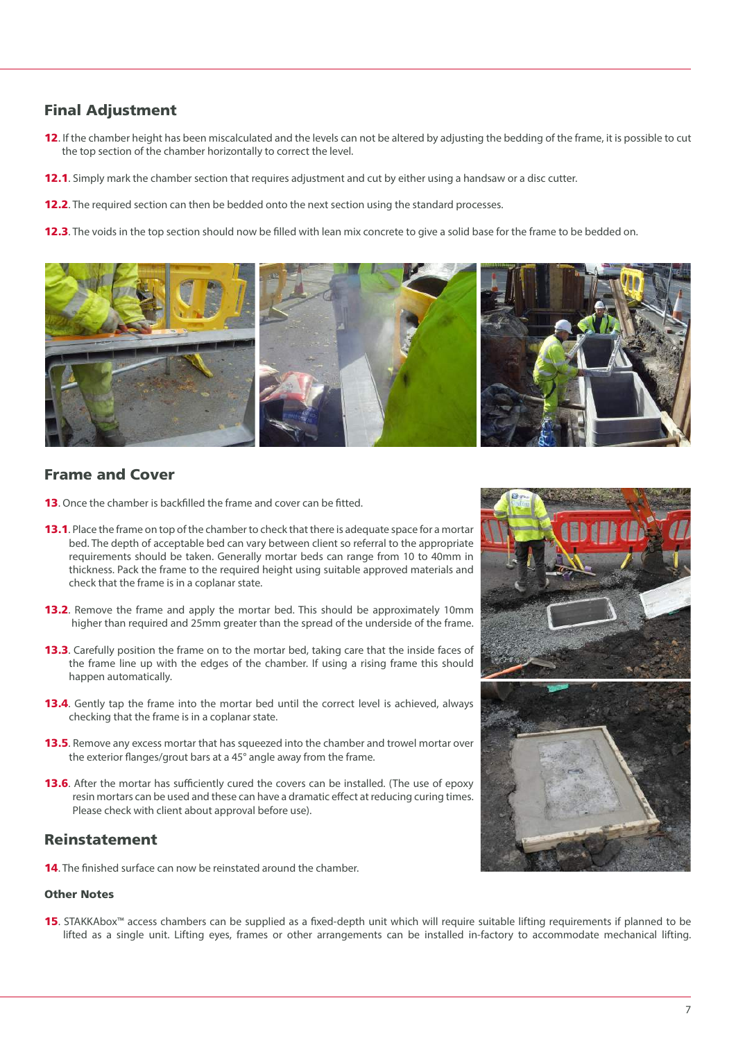## Final Adjustment

**12**. If the chamber height has been miscalculated and the levels can not be altered by adjusting the bedding of the frame, it is possible to cut the top section of the chamber horizontally to correct the level.

**12.1**. Simply mark the chamber section that requires adjustment and cut by either using a handsaw or a disc cutter.

**12.2**. The required section can then be bedded onto the next section using the standard processes.

**12.3**. The voids in the top section should now be filled with lean mix concrete to give a solid base for the frame to be bedded on.

## Frame and Cover

**13**. Once the chamber is backfilled the frame and cover can be fitted.

**13.1**. Place the frame on top of the chamber to check that there is adequate space for a mortar bed. The depth of acceptable bed can vary between client so referral to the appropriate requirements should be taken. Generally mortar beds can range from 10 to 40mm in thickness. Pack the frame to the required height using suitable approved materials and check that the frame is in a coplanar state.

**13.2**. Remove the frame and apply the mortar bed. This should be approximately 10mm higher than required and 25mm greater than the spread of the underside of the frame.

**13.3**. Carefully position the frame on to the mortar bed, taking care that the inside faces of the frame line up with the edges of the chamber. If using a rising frame this should happen automatically.

**13.4**. Gently tap the frame into the mortar bed until the correct level is achieved, always checking that the frame is in a coplanar state.

**13.5**. Remove any excess mortar that has squeezed into the chamber and trowel mortar over the exterior flanges/grout bars at a 45° angle away from the frame.

**13.6**. After the mortar has sufficiently cured the covers can be installed. (The use of epoxy resin mortars can be used and these can have a dramatic effect at reducing curing times. Please check with client about approval before use).

## Reinstatement

**14**. The finished surface can now be reinstated around the chamber.

### Other Notes

**15**. STAKKAbox™ access chambers can be supplied as a fixed-depth unit which will require suitable lifting requirements if planned to be lifted as a single unit. Lifting eyes, frames or other arrangements can be installed in-factory to accommodate mechanical lifting.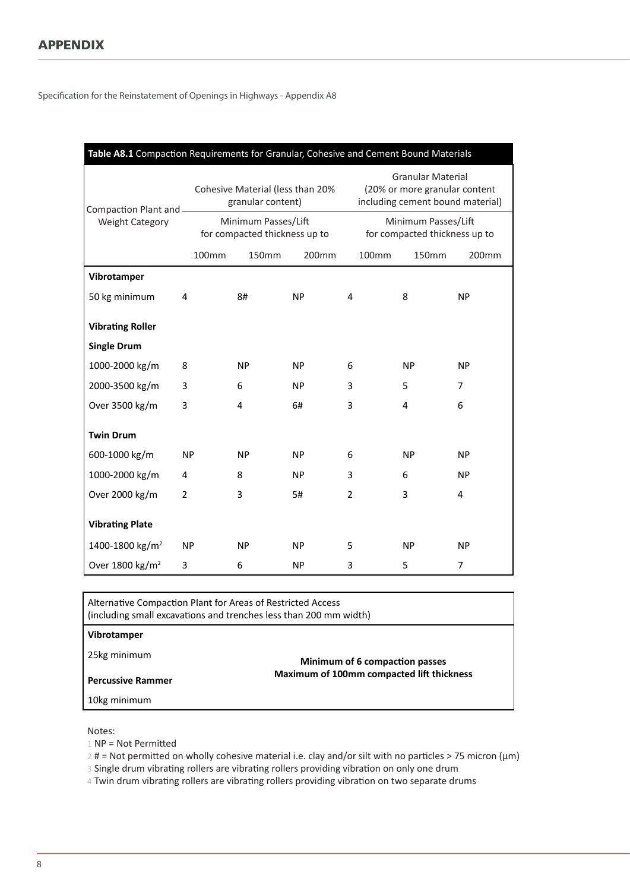## APPENDIX

Specification for the Reinstatement of Openings in Highways - Appendix A8

**Table A8.1** Compaction Requirements for Granular, Cohesive and Cement Bound Materials

| Compaction Plant and Weight Category | Cohesive Material (less than 20% granular content) | | | Granular Material (20% or more granular content including cement bound material) | | |
|---|---|---|---|---|---|---|
| | Minimum Passes/Lift for compacted thickness up to | | | Minimum Passes/Lift for compacted thickness up to | | |
| | 100mm | 150mm | 200mm | 100mm | 150mm | 200mm |
| **Vibrotamper** | | | | | | |
| 50 kg minimum | 4 | 8# | NP | 4 | 8 | NP |
| **Vibrating Roller** | | | | | | |
| **Single Drum** | | | | | | |
| 1000-2000 kg/m | 8 | NP | NP | 6 | NP | NP |
| 2000-3500 kg/m | 3 | 6 | NP | 3 | 5 | 7 |
| Over 3500 kg/m | 3 | 4 | 6# | 3 | 4 | 6 |
| **Twin Drum** | | | | | | |
| 600-1000 kg/m | NP | NP | NP | 6 | NP | NP |
| 1000-2000 kg/m | 4 | 8 | NP | 3 | 6 | NP |
| Over 2000 kg/m | 2 | 3 | 5# | 2 | 3 | 4 |
| **Vibrating Plate** | | | | | | |
| 1400-1800 kg/m$^2$ | NP | NP | NP | 5 | NP | NP |
| Over 1800 kg/m$^2$ | 3 | 6 | NP | 3 | 5 | 7 |

| Alternative Compaction Plant for Areas of Restricted Access (including small excavations and trenches less than 200 mm width) | |
|---|---|
| **Vibrotamper** | |
| 25kg minimum | **Minimum of 6 compaction passes** |
| **Percussive Rammer** | **Maximum of 100mm compacted lift thickness** |
| 10kg minimum | |

Notes:

1 NP = Not Permitted

2 # = Not permitted on wholly cohesive material i.e. clay and/or silt with no particles > 75 micron (µm)

3 Single drum vibrating rollers are vibrating rollers providing vibration on only one drum

4 Twin drum vibrating rollers are vibrating rollers providing vibration on two separate drums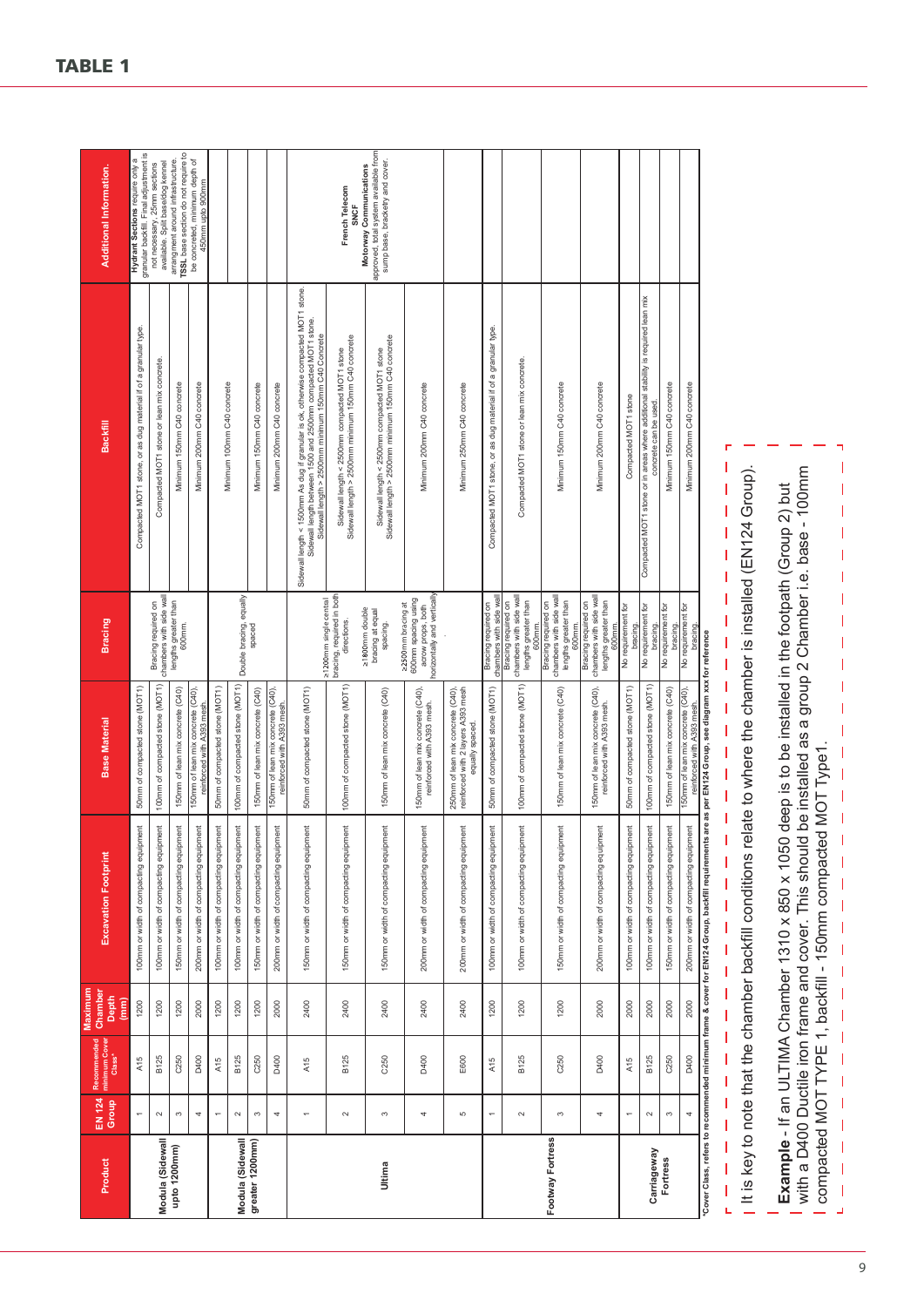# TABLE 1

| Product | EN 124 Group | Recommended minimum Cover Class* | Maximum Chamber Depth (mm) | Excavation Footprint | Base Material | Bracing | Backfill | Additional Information. |
|---|---|---|---|---|---|---|---|---|
| Modula (Sidewall upto 1200mm) | 1 | A15 | 1200 | 100mm or width of compacting equipment | 50mm of compacted stone (MOT1) | Bracing required on chambers with side wall lengths greater than 600mm. | Compacted MOT1 stone, or as dug material if of a granular type. | **Hydrant Sections** require only a granular backfill. Final adjustment is not necessary, 25mm sections available. Split base/dog kennel arrangement around infrastructure. **TSSL** base section do not require to be concreted, minimum depth of 450mm upto 900mm |
| | 2 | B125 | 1200 | 100mm or width of compacting equipment | 100mm of compacted stone (MOT1) | | Compacted MOT1 stone or lean mix concrete. | |
| | 3 | C250 | 1200 | 150mm or width of compacting equipment | 150mm of lean mix concrete (C40) | | Minimum 150mm C40 concrete | |
| | 4 | D400 | 2000 | 200mm or width of compacting equipment | 150mm of lean mix concrete (C40), reinforced with A393 mesh. | | Minimum 200mm C40 concrete | |
| Modula (Sidewall greater 1200mm) | 1 | A15 | 1200 | 100mm or width of compacting equipment | 50mm of compacted stone (MOT1) | Double bracing, equally spaced | Minimum 100mm C40 concrete | |
| | 2 | B125 | 1200 | 100mm or width of compacting equipment | 100mm of compacted stone (MOT1) | | | |
| | 3 | C250 | 1200 | 150mm or width of compacting equipment | 150mm of lean mix concrete (C40) | | Minimum 150mm C40 concrete | |
| | 4 | D400 | 2000 | 200mm or width of compacting equipment | 150mm of lean mix concrete (C40), reinforced with A393 mesh. | | Minimum 200mm C40 concrete | |
| Ultima | 1 | A15 | 2400 | 150mm or width of compacting equipment | 50mm of compacted stone (MOT1) | ≥1200mm single central bracing, required in both directions. | Sidewall length < 1500mm As dug if granular is ok, otherwise compacted MOT1 stone. Sidewall length between 1500 and 2500mm compacted MOT1 stone. Sidewall length > 2500mm minimum 150mm C40 Concrete | **French Telecom** **SNCF** **Motorway Communications** approved, total system available from sump base, bracketry and cover. |
| | 2 | B125 | 2400 | 150mm or width of compacting equipment | 100mm of compacted stone (MOT1) | ≥1800mm double bracing at equal spacing. | Sidewall length < 2500mm compacted MOT1 stone Sidewall length > 2500mm minimum 150mm C40 concrete | |
| | 3 | C250 | 2400 | 150mm or width of compacting equipment | 150mm of lean mix concrete (C40) | ≥2500mm bracing at 600mm spacing using acrow props, both horizontally and vertically. | Sidewall length < 2500mm compacted MOT1 stone Sidewall length > 2500mm minimum 150mm C40 concrete | |
| | 4 | D400 | 2400 | 200mm or width of compacting equipment | 150mm of lean mix concrete (C40), reinforced with A393 mesh. | | Minimum 200mm C40 concrete | |
| | 5 | E600 | 2400 | 200mm or width of compacting equipment | 250mm of lean mix concrete (C40), reinforced with 2 layers A393 mesh equally spaced. | | Minimum 250mm C40 concrete | |
| Footway Fortress | 1 | A15 | 1200 | 100mm or width of compacting equipment | 50mm of compacted stone (MOT1) | Bracing required on chambers with side wall lengths greater than 600mm. | Compacted MOT1 stone, or as dug material if of a granular type. | |
| | 2 | B125 | 1200 | 100mm or width of compacting equipment | 100mm of compacted stone (MOT1) | Bracing required on chambers with side wall lengths greater than 600mm. | Compacted MOT1 stone or lean mix concrete. | |
| | 3 | C250 | 1200 | 150mm or width of compacting equipment | 150mm of lean mix concrete (C40) | Bracing required on chambers with side wall lengths greater than 600mm. | Minimum 150mm C40 concrete | |
| | 4 | D400 | 2000 | 200mm or width of compacting equipment | 150mm of lean mix concrete (C40), reinforced with A393 mesh. | Bracing required on chambers with side wall lengths greater than 600mm. | Minimum 200mm C40 concrete | |
| Carriageway Fortress | 1 | A15 | 2000 | 100mm or width of compacting equipment | 50mm of compacted stone (MOT1) | No requirement for bracing. | Compacted MOT1 stone | |
| | 2 | B125 | 2000 | 100mm or width of compacting equipment | 100mm of compacted stone (MOT1) | No requirement for bracing. | Compacted MOT1 stone or in areas where additional stability is required lean mix concrete can be used. | |
| | 3 | C250 | 2000 | 150mm or width of compacting equipment | 150mm of lean mix concrete (C40) | No requirement for bracing. | Minimum 150mm C40 concrete | |
| | 4 | D400 | 2000 | 200mm or width of compacting equipment | 150mm of lean mix concrete (C40), reinforced with A393 mesh. | No requirement for bracing. | Minimum 200mm C40 concrete | |

*Cover Class, refers to recommended minimum frame & cover for EN124 Group, backfill requirements are as per EN124 Group, see diagram xxx for reference

It is key to note that the chamber backfill conditions relate to where the chamber is installed (EN124 Group).

**Example** - If an ULTIMA Chamber 1310 x 850 x 1050 deep is to be installed in the footpath (Group 2) but with a D400 Ductile iron frame and cover. This should be installed as a group 2 Chamber i.e. base - 100mm compacted MOT TYPE 1, backfill - 150mm compacted MOT Type1.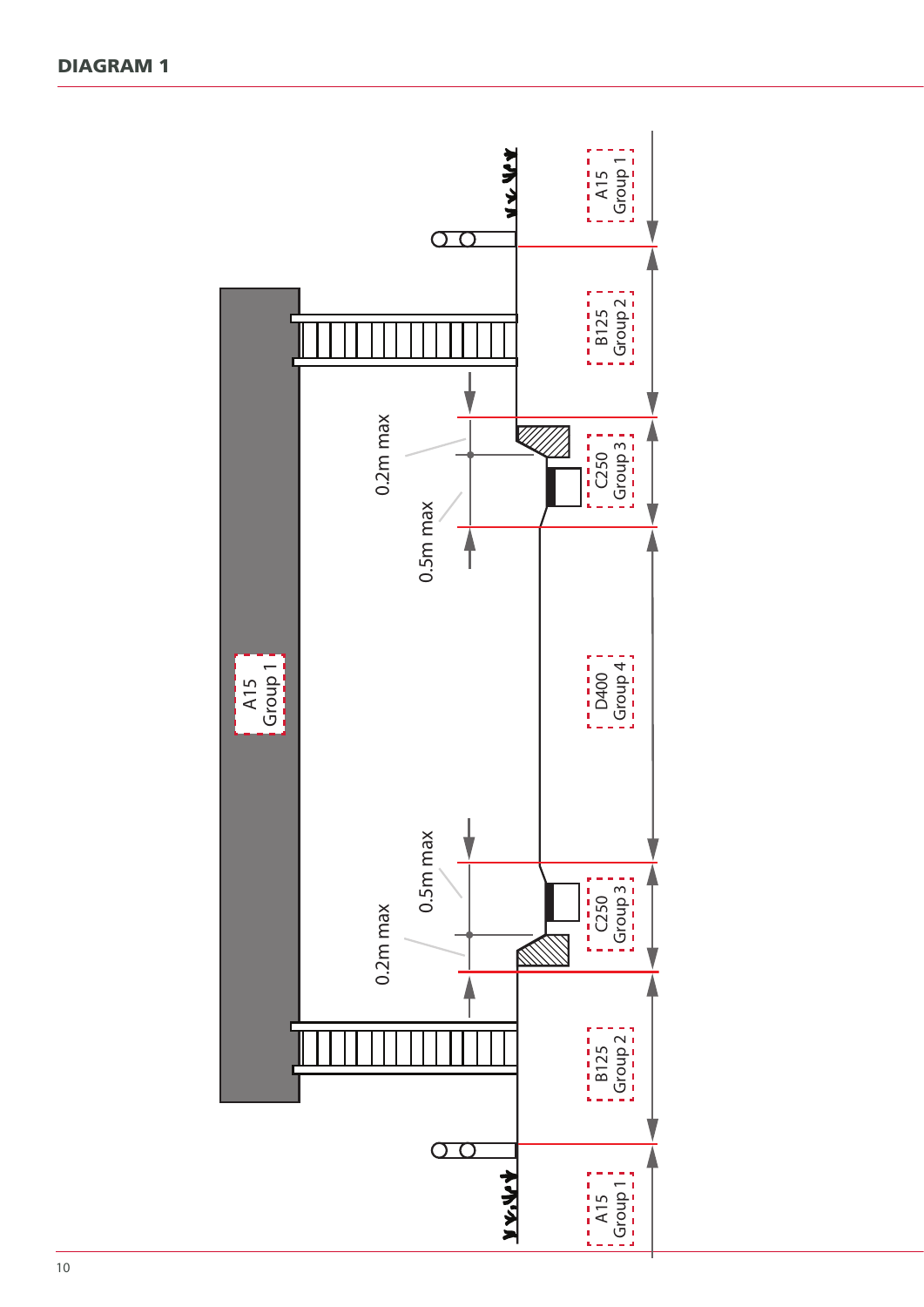**DIAGRAM 1**

A15
Group 1

B125
Group 2

0.2m max

0.5m max

C250
Group 3

A15
Group 1

D400
Group 4

0.5m max

0.2m max

C250
Group 3

B125
Group 2

A15
Group 1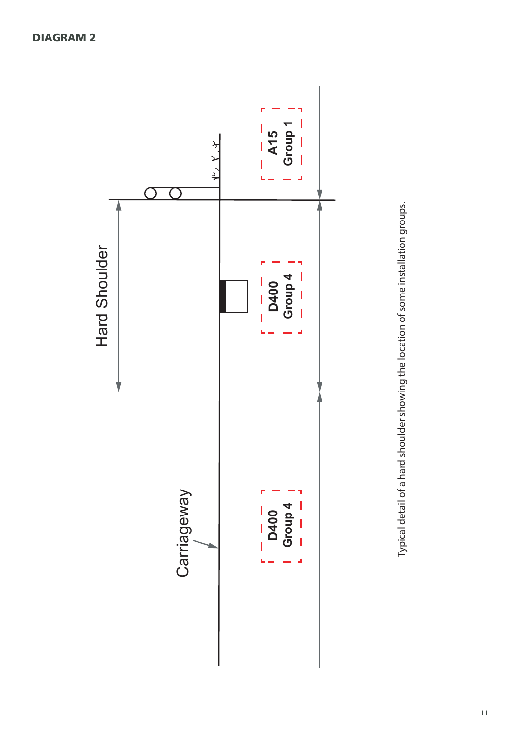## DIAGRAM 2

Hard Shoulder

A15
Group 1

D400
Group 4

Carriageway

D400
Group 4

Typical detail of a hard shoulder showing the location of some installation groups.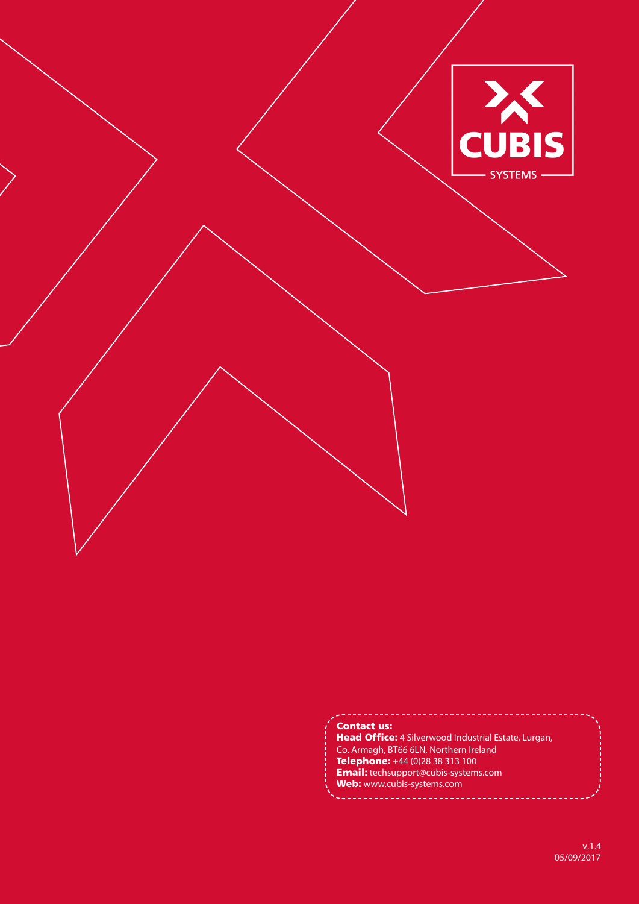CUBIS

SYSTEMS

**Contact us:**
**Head Office:** 4 Silverwood Industrial Estate, Lurgan, Co. Armagh, BT66 6LN, Northern Ireland
**Telephone:** +44 (0)28 38 313 100
**Email:** techsupport@cubis-systems.com
**Web:** www.cubis-systems.com

v.1.4
05/09/2017